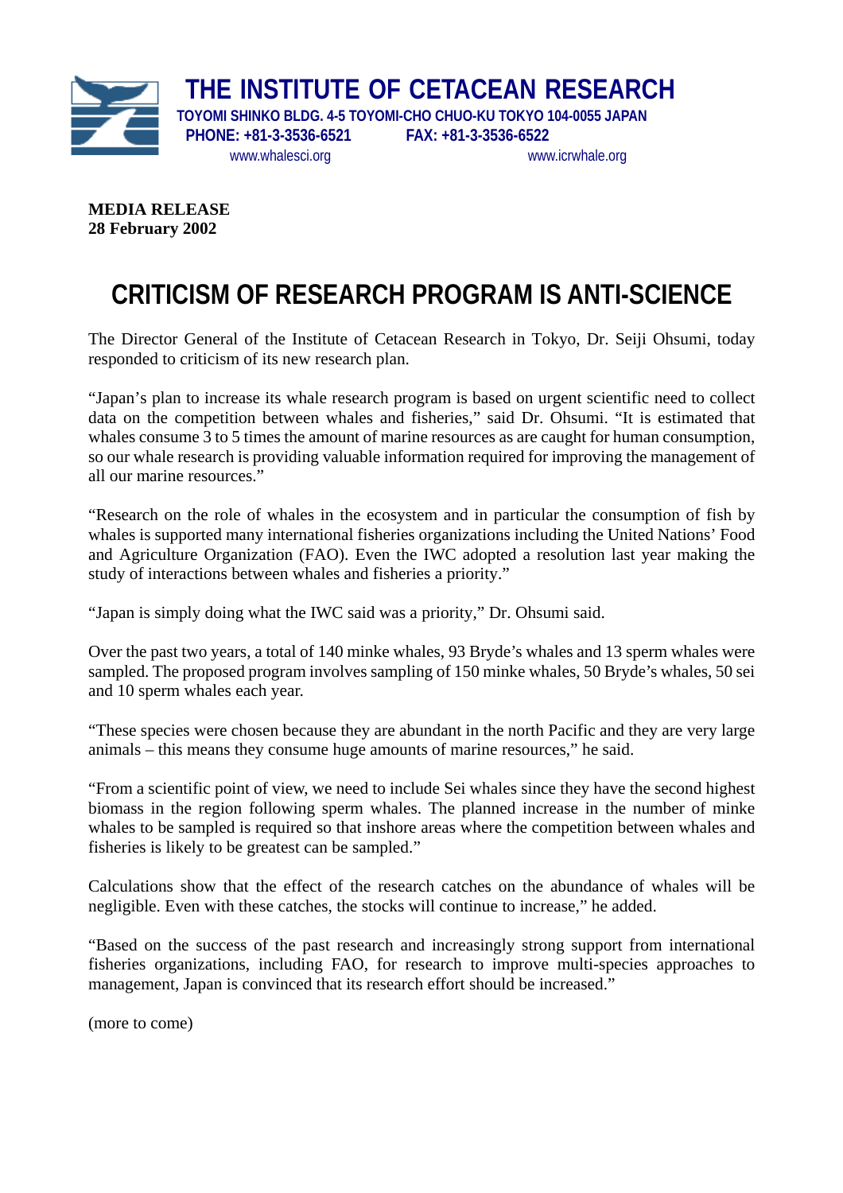# THE INSTITUTE OF CETACEAN RESEARCH

**TOYOMI SHINKO BLDG. 4-5 TOYOMI-CHO CHUO-KU TOKYO 104-0055 JAPAN**
**PHONE: +81-3-3536-6521 FAX: +81-3-3536-6522**
www.whalesci.org www.icrwhale.org

**MEDIA RELEASE**
**28 February 2002**

## CRITICISM OF RESEARCH PROGRAM IS ANTI-SCIENCE

The Director General of the Institute of Cetacean Research in Tokyo, Dr. Seiji Ohsumi, today responded to criticism of its new research plan.

"Japan's plan to increase its whale research program is based on urgent scientific need to collect data on the competition between whales and fisheries," said Dr. Ohsumi. "It is estimated that whales consume 3 to 5 times the amount of marine resources as are caught for human consumption, so our whale research is providing valuable information required for improving the management of all our marine resources."

"Research on the role of whales in the ecosystem and in particular the consumption of fish by whales is supported many international fisheries organizations including the United Nations' Food and Agriculture Organization (FAO). Even the IWC adopted a resolution last year making the study of interactions between whales and fisheries a priority."

"Japan is simply doing what the IWC said was a priority," Dr. Ohsumi said.

Over the past two years, a total of 140 minke whales, 93 Bryde's whales and 13 sperm whales were sampled. The proposed program involves sampling of 150 minke whales, 50 Bryde's whales, 50 sei and 10 sperm whales each year.

"These species were chosen because they are abundant in the north Pacific and they are very large animals – this means they consume huge amounts of marine resources," he said.

"From a scientific point of view, we need to include Sei whales since they have the second highest biomass in the region following sperm whales. The planned increase in the number of minke whales to be sampled is required so that inshore areas where the competition between whales and fisheries is likely to be greatest can be sampled."

Calculations show that the effect of the research catches on the abundance of whales will be negligible. Even with these catches, the stocks will continue to increase," he added.

"Based on the success of the past research and increasingly strong support from international fisheries organizations, including FAO, for research to improve multi-species approaches to management, Japan is convinced that its research effort should be increased."

(more to come)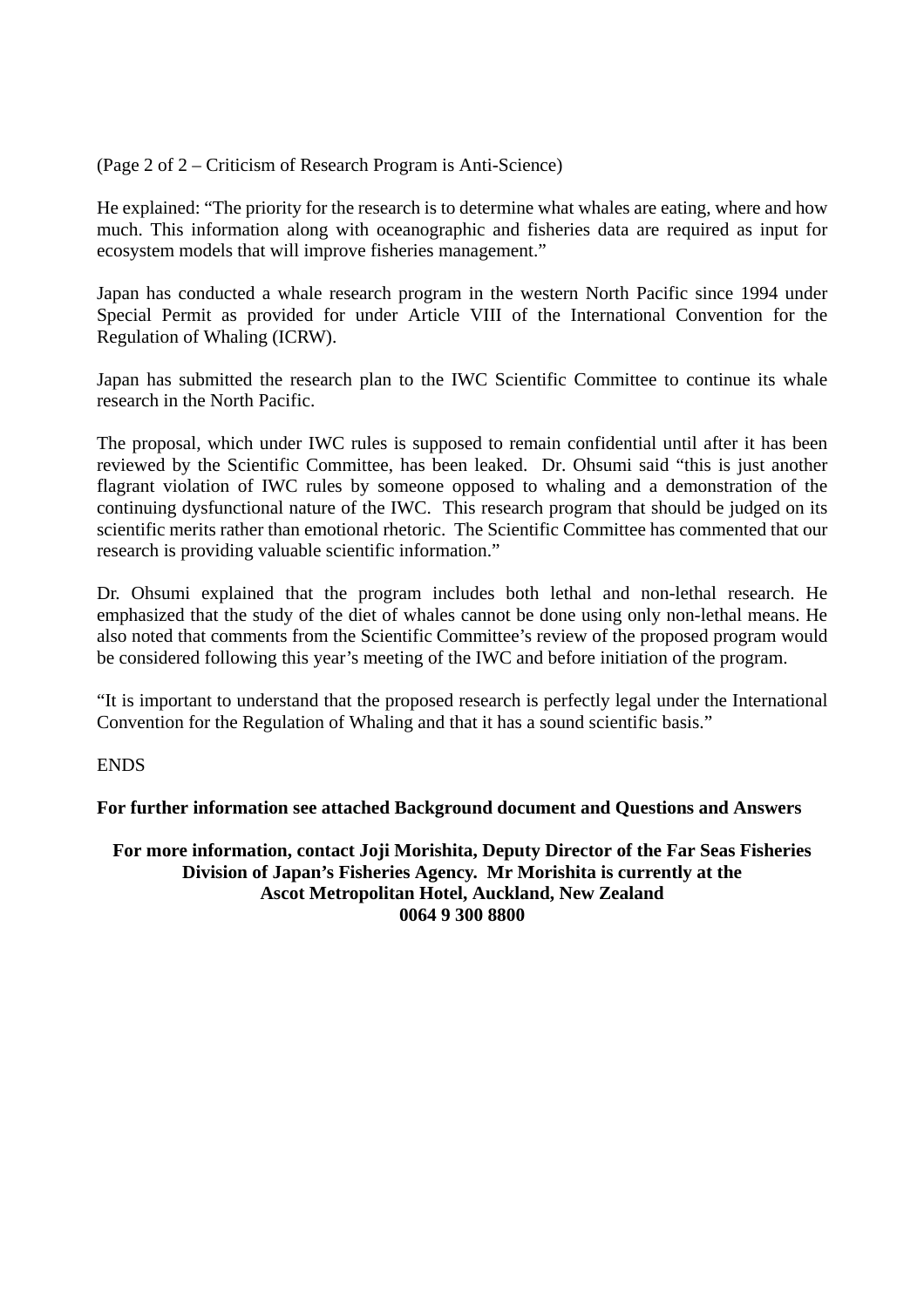(Page 2 of 2 – Criticism of Research Program is Anti-Science)

He explained: "The priority for the research is to determine what whales are eating, where and how much. This information along with oceanographic and fisheries data are required as input for ecosystem models that will improve fisheries management."

Japan has conducted a whale research program in the western North Pacific since 1994 under Special Permit as provided for under Article VIII of the International Convention for the Regulation of Whaling (ICRW).

Japan has submitted the research plan to the IWC Scientific Committee to continue its whale research in the North Pacific.

The proposal, which under IWC rules is supposed to remain confidential until after it has been reviewed by the Scientific Committee, has been leaked. Dr. Ohsumi said "this is just another flagrant violation of IWC rules by someone opposed to whaling and a demonstration of the continuing dysfunctional nature of the IWC. This research program that should be judged on its scientific merits rather than emotional rhetoric. The Scientific Committee has commented that our research is providing valuable scientific information."

Dr. Ohsumi explained that the program includes both lethal and non-lethal research. He emphasized that the study of the diet of whales cannot be done using only non-lethal means. He also noted that comments from the Scientific Committee's review of the proposed program would be considered following this year's meeting of the IWC and before initiation of the program.

"It is important to understand that the proposed research is perfectly legal under the International Convention for the Regulation of Whaling and that it has a sound scientific basis."

ENDS

**For further information see attached Background document and Questions and Answers**

**For more information, contact Joji Morishita, Deputy Director of the Far Seas Fisheries Division of Japan's Fisheries Agency. Mr Morishita is currently at the Ascot Metropolitan Hotel, Auckland, New Zealand**
**0064 9 300 8800**